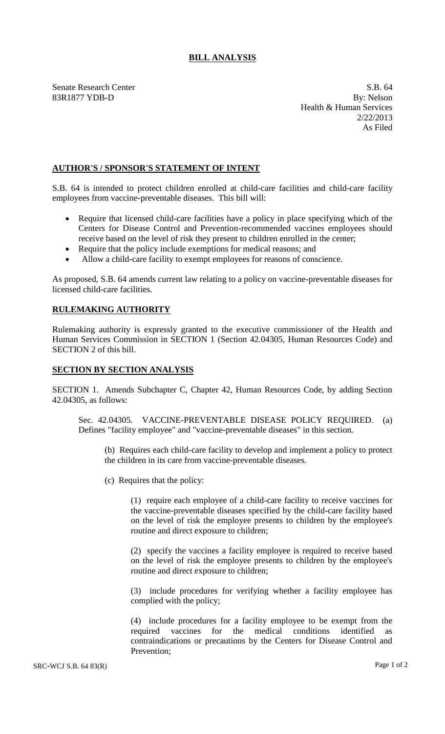# BILL ANALYSIS

Senate Research Center
83R1877 YDB-D

S.B. 64
By: Nelson
Health & Human Services
2/22/2013
As Filed

## AUTHOR'S / SPONSOR'S STATEMENT OF INTENT

S.B. 64 is intended to protect children enrolled at child-care facilities and child-care facility employees from vaccine-preventable diseases. This bill will:

- Require that licensed child-care facilities have a policy in place specifying which of the Centers for Disease Control and Prevention-recommended vaccines employees should receive based on the level of risk they present to children enrolled in the center;
- Require that the policy include exemptions for medical reasons; and
- Allow a child-care facility to exempt employees for reasons of conscience.

As proposed, S.B. 64 amends current law relating to a policy on vaccine-preventable diseases for licensed child-care facilities.

## RULEMAKING AUTHORITY

Rulemaking authority is expressly granted to the executive commissioner of the Health and Human Services Commission in SECTION 1 (Section 42.04305, Human Resources Code) and SECTION 2 of this bill.

## SECTION BY SECTION ANALYSIS

SECTION 1. Amends Subchapter C, Chapter 42, Human Resources Code, by adding Section 42.04305, as follows:

Sec. 42.04305. VACCINE-PREVENTABLE DISEASE POLICY REQUIRED. (a) Defines "facility employee" and "vaccine-preventable diseases" in this section.

(b) Requires each child-care facility to develop and implement a policy to protect the children in its care from vaccine-preventable diseases.

(c) Requires that the policy:

(1) require each employee of a child-care facility to receive vaccines for the vaccine-preventable diseases specified by the child-care facility based on the level of risk the employee presents to children by the employee's routine and direct exposure to children;

(2) specify the vaccines a facility employee is required to receive based on the level of risk the employee presents to children by the employee's routine and direct exposure to children;

(3) include procedures for verifying whether a facility employee has complied with the policy;

(4) include procedures for a facility employee to be exempt from the required vaccines for the medical conditions identified as contraindications or precautions by the Centers for Disease Control and Prevention;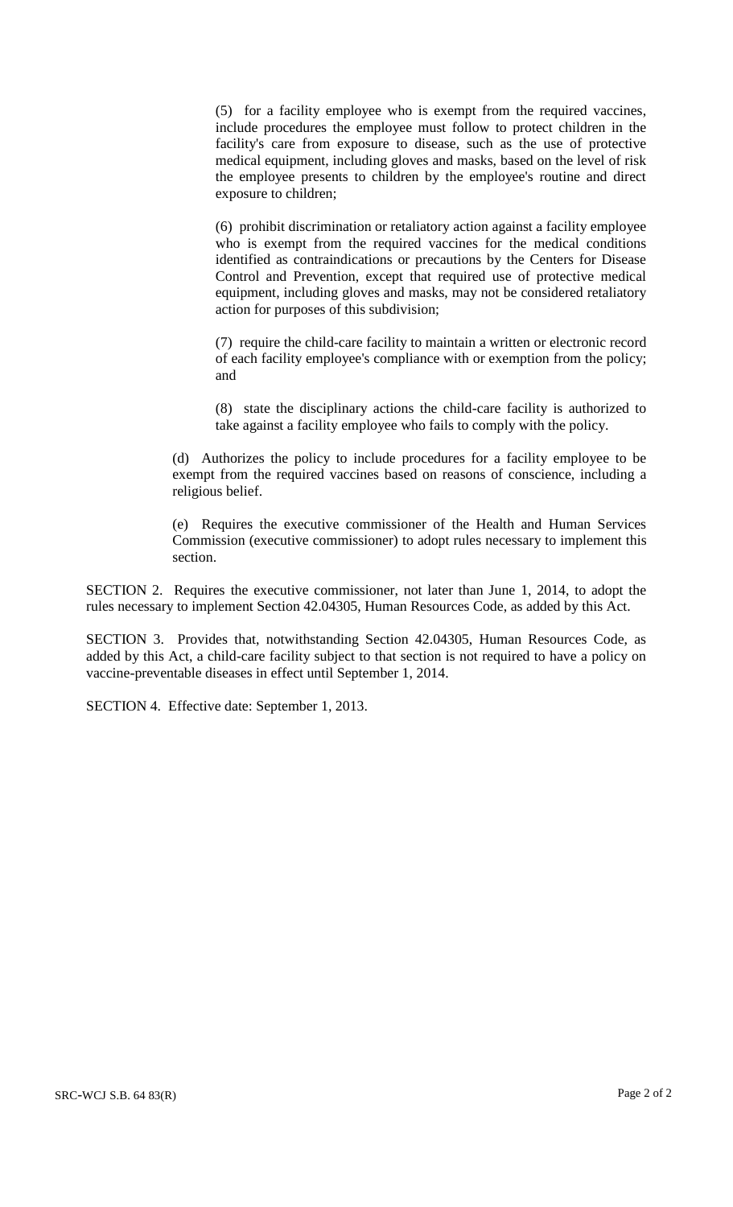(5) for a facility employee who is exempt from the required vaccines, include procedures the employee must follow to protect children in the facility's care from exposure to disease, such as the use of protective medical equipment, including gloves and masks, based on the level of risk the employee presents to children by the employee's routine and direct exposure to children;

(6) prohibit discrimination or retaliatory action against a facility employee who is exempt from the required vaccines for the medical conditions identified as contraindications or precautions by the Centers for Disease Control and Prevention, except that required use of protective medical equipment, including gloves and masks, may not be considered retaliatory action for purposes of this subdivision;

(7) require the child-care facility to maintain a written or electronic record of each facility employee's compliance with or exemption from the policy; and

(8) state the disciplinary actions the child-care facility is authorized to take against a facility employee who fails to comply with the policy.

(d) Authorizes the policy to include procedures for a facility employee to be exempt from the required vaccines based on reasons of conscience, including a religious belief.

(e) Requires the executive commissioner of the Health and Human Services Commission (executive commissioner) to adopt rules necessary to implement this section.

SECTION 2. Requires the executive commissioner, not later than June 1, 2014, to adopt the rules necessary to implement Section 42.04305, Human Resources Code, as added by this Act.

SECTION 3. Provides that, notwithstanding Section 42.04305, Human Resources Code, as added by this Act, a child-care facility subject to that section is not required to have a policy on vaccine-preventable diseases in effect until September 1, 2014.

SECTION 4. Effective date: September 1, 2013.

SRC-WCJ S.B. 64 83(R)